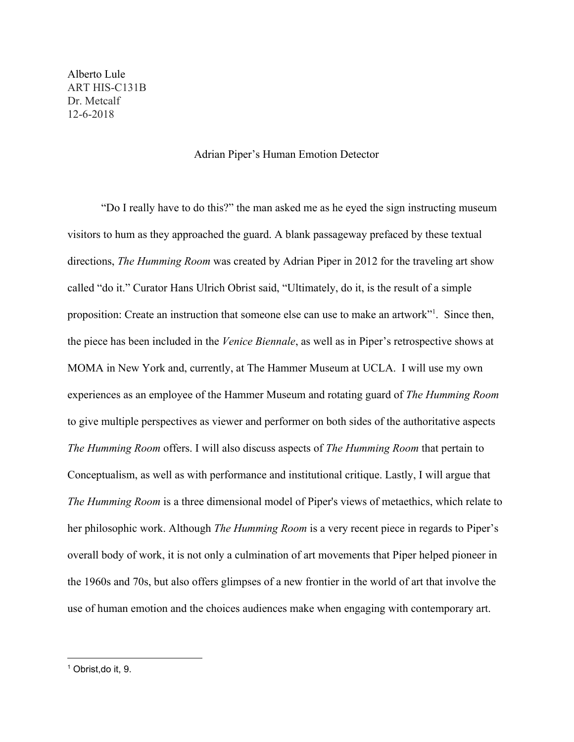Alberto Lule
ART HIS-C131B
Dr. Metcalf
12-6-2018

# Adrian Piper's Human Emotion Detector

"Do I really have to do this?" the man asked me as he eyed the sign instructing museum visitors to hum as they approached the guard. A blank passageway prefaced by these textual directions, *The Humming Room* was created by Adrian Piper in 2012 for the traveling art show called "do it." Curator Hans Ulrich Obrist said, "Ultimately, do it, is the result of a simple proposition: Create an instruction that someone else can use to make an artwork"[1]. Since then, the piece has been included in the *Venice Biennale*, as well as in Piper's retrospective shows at MOMA in New York and, currently, at The Hammer Museum at UCLA. I will use my own experiences as an employee of the Hammer Museum and rotating guard of *The Humming Room* to give multiple perspectives as viewer and performer on both sides of the authoritative aspects *The Humming Room* offers. I will also discuss aspects of *The Humming Room* that pertain to Conceptualism, as well as with performance and institutional critique. Lastly, I will argue that *The Humming Room* is a three dimensional model of Piper's views of metaethics, which relate to her philosophic work. Although *The Humming Room* is a very recent piece in regards to Piper's overall body of work, it is not only a culmination of art movements that Piper helped pioneer in the 1960s and 70s, but also offers glimpses of a new frontier in the world of art that involve the use of human emotion and the choices audiences make when engaging with contemporary art.

---

[1] Obrist,do it, 9.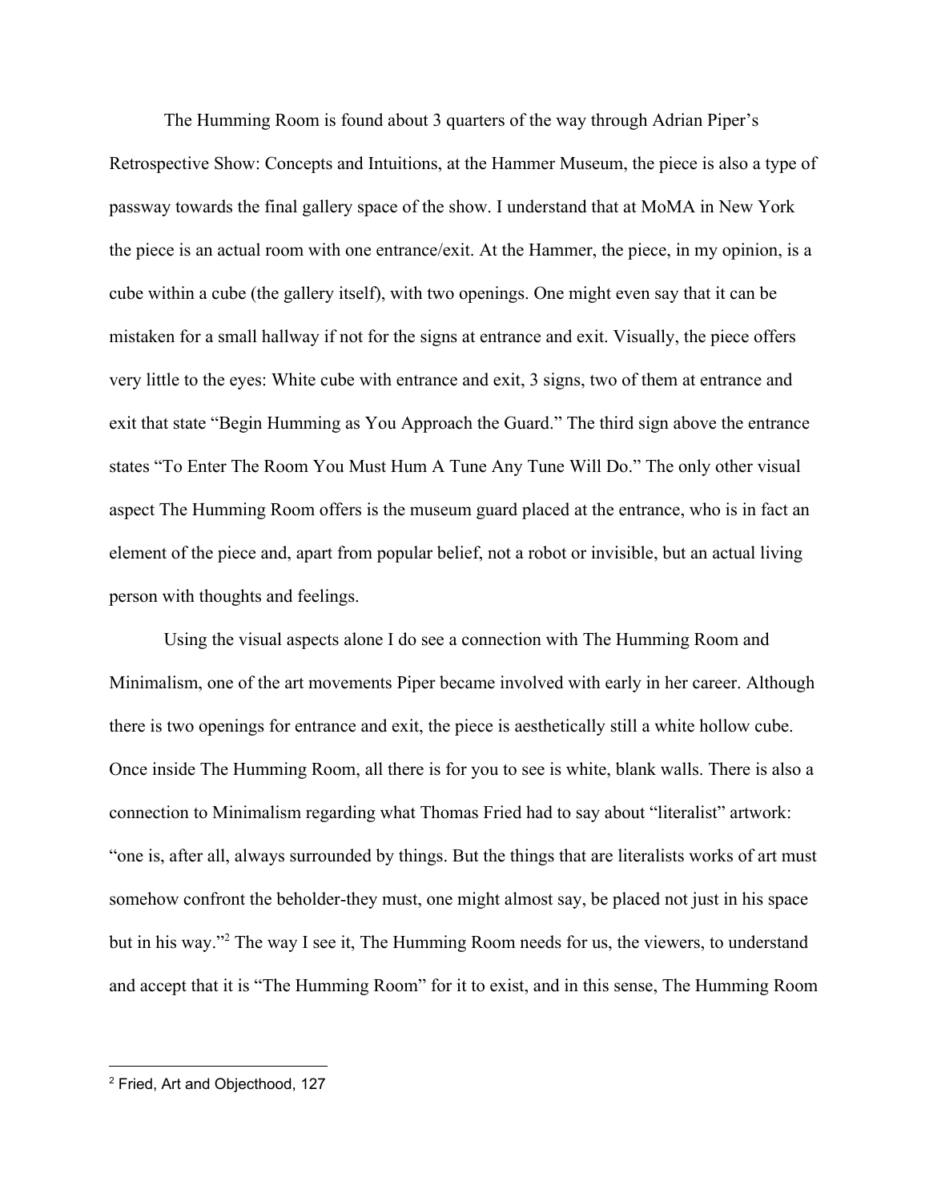The Humming Room is found about 3 quarters of the way through Adrian Piper's Retrospective Show: Concepts and Intuitions, at the Hammer Museum, the piece is also a type of passway towards the final gallery space of the show. I understand that at MoMA in New York the piece is an actual room with one entrance/exit. At the Hammer, the piece, in my opinion, is a cube within a cube (the gallery itself), with two openings. One might even say that it can be mistaken for a small hallway if not for the signs at entrance and exit. Visually, the piece offers very little to the eyes: White cube with entrance and exit, 3 signs, two of them at entrance and exit that state "Begin Humming as You Approach the Guard." The third sign above the entrance states "To Enter The Room You Must Hum A Tune Any Tune Will Do." The only other visual aspect The Humming Room offers is the museum guard placed at the entrance, who is in fact an element of the piece and, apart from popular belief, not a robot or invisible, but an actual living person with thoughts and feelings.

Using the visual aspects alone I do see a connection with The Humming Room and Minimalism, one of the art movements Piper became involved with early in her career. Although there is two openings for entrance and exit, the piece is aesthetically still a white hollow cube. Once inside The Humming Room, all there is for you to see is white, blank walls. There is also a connection to Minimalism regarding what Thomas Fried had to say about "literalist" artwork: "one is, after all, always surrounded by things. But the things that are literalists works of art must somehow confront the beholder-they must, one might almost say, be placed not just in his space but in his way."[2] The way I see it, The Humming Room needs for us, the viewers, to understand and accept that it is "The Humming Room" for it to exist, and in this sense, The Humming Room

---

[2] Fried, Art and Objecthood, 127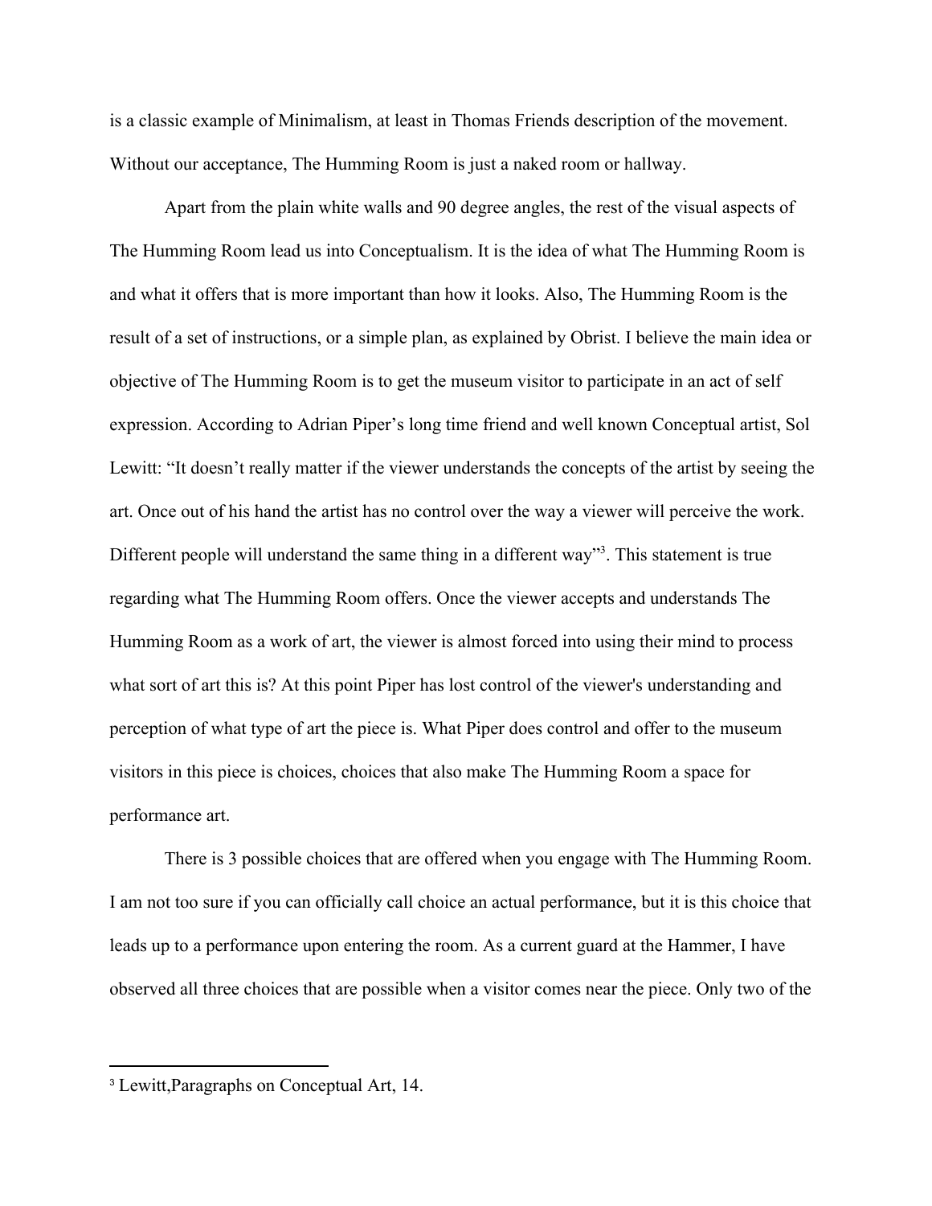is a classic example of Minimalism, at least in Thomas Friends description of the movement. Without our acceptance, The Humming Room is just a naked room or hallway.

Apart from the plain white walls and 90 degree angles, the rest of the visual aspects of The Humming Room lead us into Conceptualism. It is the idea of what The Humming Room is and what it offers that is more important than how it looks. Also, The Humming Room is the result of a set of instructions, or a simple plan, as explained by Obrist. I believe the main idea or objective of The Humming Room is to get the museum visitor to participate in an act of self expression. According to Adrian Piper's long time friend and well known Conceptual artist, Sol Lewitt: "It doesn't really matter if the viewer understands the concepts of the artist by seeing the art. Once out of his hand the artist has no control over the way a viewer will perceive the work. Different people will understand the same thing in a different way"[3]. This statement is true regarding what The Humming Room offers. Once the viewer accepts and understands The Humming Room as a work of art, the viewer is almost forced into using their mind to process what sort of art this is? At this point Piper has lost control of the viewer's understanding and perception of what type of art the piece is. What Piper does control and offer to the museum visitors in this piece is choices, choices that also make The Humming Room a space for performance art.

There is 3 possible choices that are offered when you engage with The Humming Room. I am not too sure if you can officially call choice an actual performance, but it is this choice that leads up to a performance upon entering the room. As a current guard at the Hammer, I have observed all three choices that are possible when a visitor comes near the piece. Only two of the

[3] Lewitt,Paragraphs on Conceptual Art, 14.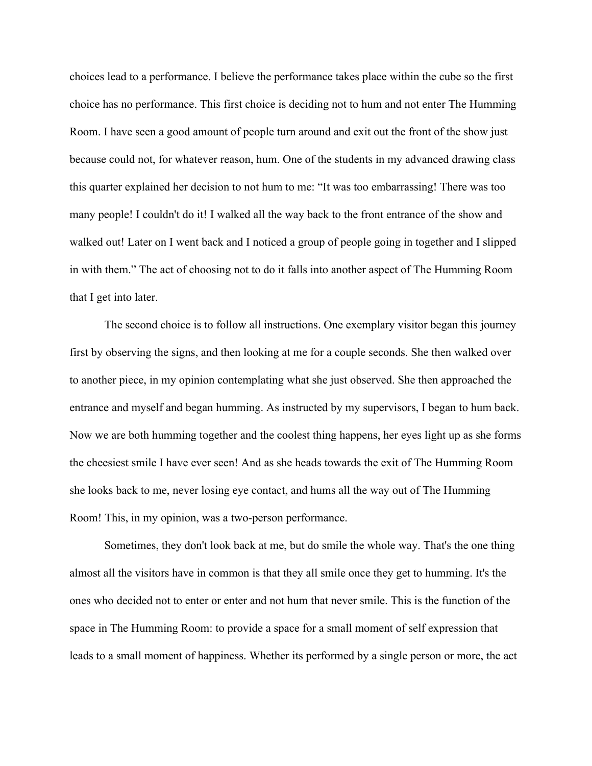choices lead to a performance. I believe the performance takes place within the cube so the first choice has no performance. This first choice is deciding not to hum and not enter The Humming Room. I have seen a good amount of people turn around and exit out the front of the show just because could not, for whatever reason, hum. One of the students in my advanced drawing class this quarter explained her decision to not hum to me: "It was too embarrassing! There was too many people! I couldn't do it! I walked all the way back to the front entrance of the show and walked out! Later on I went back and I noticed a group of people going in together and I slipped in with them." The act of choosing not to do it falls into another aspect of The Humming Room that I get into later.

The second choice is to follow all instructions. One exemplary visitor began this journey first by observing the signs, and then looking at me for a couple seconds. She then walked over to another piece, in my opinion contemplating what she just observed. She then approached the entrance and myself and began humming. As instructed by my supervisors, I began to hum back. Now we are both humming together and the coolest thing happens, her eyes light up as she forms the cheesiest smile I have ever seen! And as she heads towards the exit of The Humming Room she looks back to me, never losing eye contact, and hums all the way out of The Humming Room! This, in my opinion, was a two-person performance.

Sometimes, they don't look back at me, but do smile the whole way. That's the one thing almost all the visitors have in common is that they all smile once they get to humming. It's the ones who decided not to enter or enter and not hum that never smile. This is the function of the space in The Humming Room: to provide a space for a small moment of self expression that leads to a small moment of happiness. Whether its performed by a single person or more, the act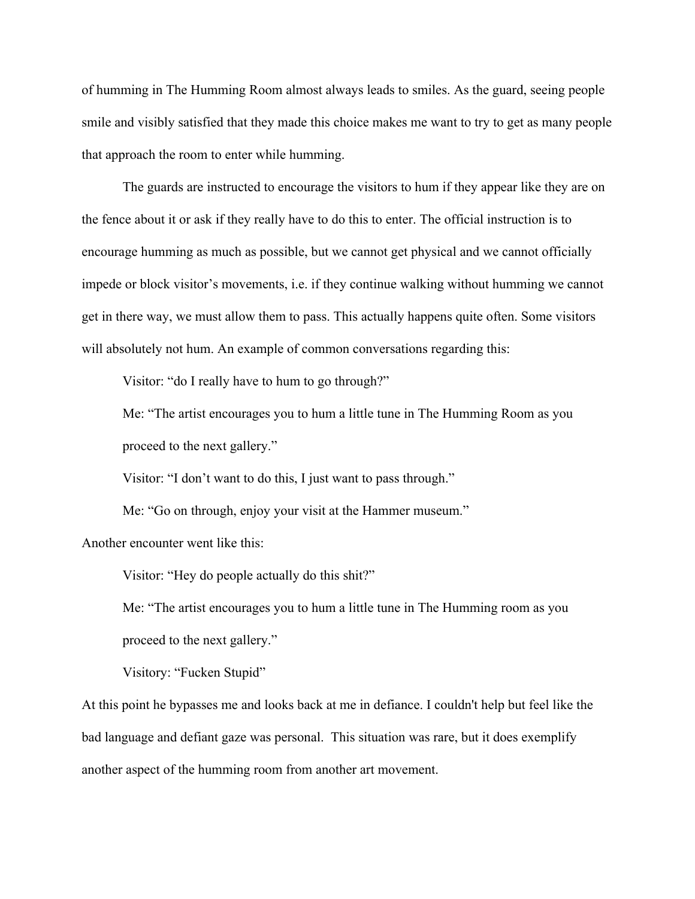of humming in The Humming Room almost always leads to smiles. As the guard, seeing people smile and visibly satisfied that they made this choice makes me want to try to get as many people that approach the room to enter while humming.

The guards are instructed to encourage the visitors to hum if they appear like they are on the fence about it or ask if they really have to do this to enter. The official instruction is to encourage humming as much as possible, but we cannot get physical and we cannot officially impede or block visitor's movements, i.e. if they continue walking without humming we cannot get in there way, we must allow them to pass. This actually happens quite often. Some visitors will absolutely not hum. An example of common conversations regarding this:

> Visitor: "do I really have to hum to go through?"
>
> Me: "The artist encourages you to hum a little tune in The Humming Room as you proceed to the next gallery."
>
> Visitor: "I don't want to do this, I just want to pass through."
>
> Me: "Go on through, enjoy your visit at the Hammer museum."

Another encounter went like this:

> Visitor: "Hey do people actually do this shit?"
>
> Me: "The artist encourages you to hum a little tune in The Humming room as you proceed to the next gallery."
>
> Visitory: "Fucken Stupid"

At this point he bypasses me and looks back at me in defiance. I couldn't help but feel like the bad language and defiant gaze was personal. This situation was rare, but it does exemplify another aspect of the humming room from another art movement.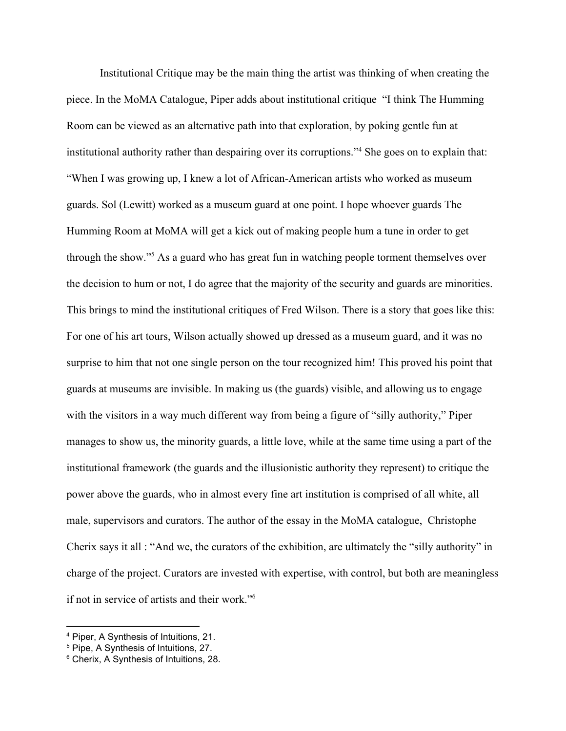Institutional Critique may be the main thing the artist was thinking of when creating the piece. In the MoMA Catalogue, Piper adds about institutional critique "I think The Humming Room can be viewed as an alternative path into that exploration, by poking gentle fun at institutional authority rather than despairing over its corruptions."[4] She goes on to explain that: "When I was growing up, I knew a lot of African-American artists who worked as museum guards. Sol (Lewitt) worked as a museum guard at one point. I hope whoever guards The Humming Room at MoMA will get a kick out of making people hum a tune in order to get through the show."[5] As a guard who has great fun in watching people torment themselves over the decision to hum or not, I do agree that the majority of the security and guards are minorities. This brings to mind the institutional critiques of Fred Wilson. There is a story that goes like this: For one of his art tours, Wilson actually showed up dressed as a museum guard, and it was no surprise to him that not one single person on the tour recognized him! This proved his point that guards at museums are invisible. In making us (the guards) visible, and allowing us to engage with the visitors in a way much different way from being a figure of "silly authority," Piper manages to show us, the minority guards, a little love, while at the same time using a part of the institutional framework (the guards and the illusionistic authority they represent) to critique the power above the guards, who in almost every fine art institution is comprised of all white, all male, supervisors and curators. The author of the essay in the MoMA catalogue, Christophe Cherix says it all : "And we, the curators of the exhibition, are ultimately the "silly authority" in charge of the project. Curators are invested with expertise, with control, but both are meaningless if not in service of artists and their work."[6]

---

[4] Piper, A Synthesis of Intuitions, 21.

[5] Pipe, A Synthesis of Intuitions, 27.

[6] Cherix, A Synthesis of Intuitions, 28.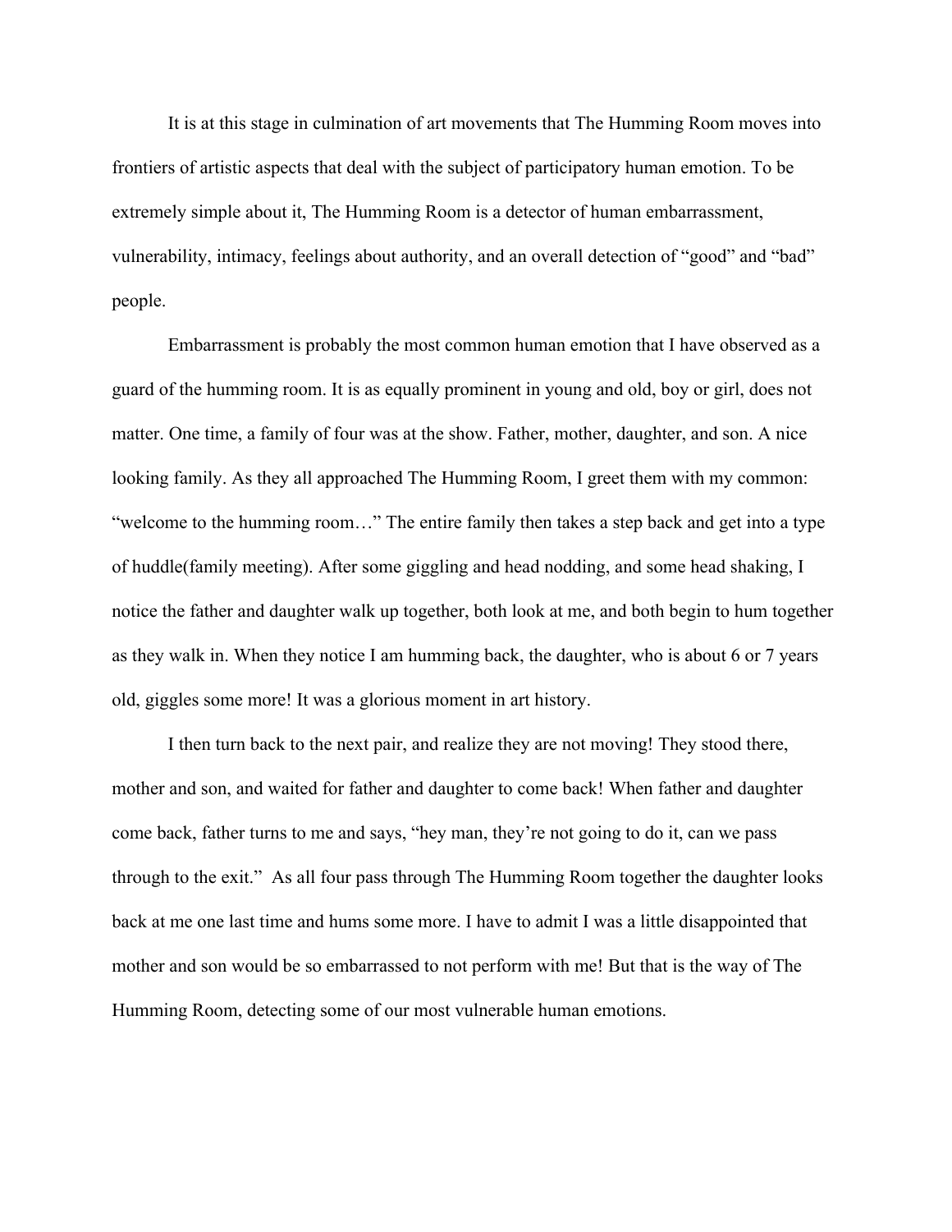It is at this stage in culmination of art movements that The Humming Room moves into frontiers of artistic aspects that deal with the subject of participatory human emotion. To be extremely simple about it, The Humming Room is a detector of human embarrassment, vulnerability, intimacy, feelings about authority, and an overall detection of “good” and “bad” people.

Embarrassment is probably the most common human emotion that I have observed as a guard of the humming room. It is as equally prominent in young and old, boy or girl, does not matter. One time, a family of four was at the show. Father, mother, daughter, and son. A nice looking family. As they all approached The Humming Room, I greet them with my common: “welcome to the humming room…” The entire family then takes a step back and get into a type of huddle(family meeting). After some giggling and head nodding, and some head shaking, I notice the father and daughter walk up together, both look at me, and both begin to hum together as they walk in. When they notice I am humming back, the daughter, who is about 6 or 7 years old, giggles some more! It was a glorious moment in art history.

I then turn back to the next pair, and realize they are not moving! They stood there, mother and son, and waited for father and daughter to come back! When father and daughter come back, father turns to me and says, “hey man, they’re not going to do it, can we pass through to the exit.” As all four pass through The Humming Room together the daughter looks back at me one last time and hums some more. I have to admit I was a little disappointed that mother and son would be so embarrassed to not perform with me! But that is the way of The Humming Room, detecting some of our most vulnerable human emotions.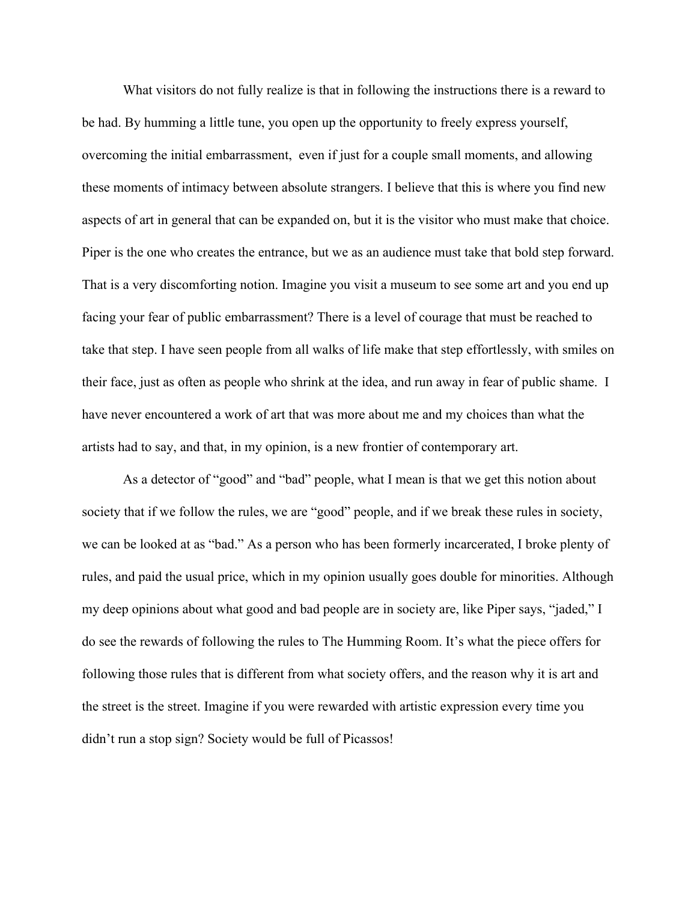What visitors do not fully realize is that in following the instructions there is a reward to be had. By humming a little tune, you open up the opportunity to freely express yourself, overcoming the initial embarrassment, even if just for a couple small moments, and allowing these moments of intimacy between absolute strangers. I believe that this is where you find new aspects of art in general that can be expanded on, but it is the visitor who must make that choice. Piper is the one who creates the entrance, but we as an audience must take that bold step forward. That is a very discomforting notion. Imagine you visit a museum to see some art and you end up facing your fear of public embarrassment? There is a level of courage that must be reached to take that step. I have seen people from all walks of life make that step effortlessly, with smiles on their face, just as often as people who shrink at the idea, and run away in fear of public shame. I have never encountered a work of art that was more about me and my choices than what the artists had to say, and that, in my opinion, is a new frontier of contemporary art.

As a detector of "good" and "bad" people, what I mean is that we get this notion about society that if we follow the rules, we are "good" people, and if we break these rules in society, we can be looked at as "bad." As a person who has been formerly incarcerated, I broke plenty of rules, and paid the usual price, which in my opinion usually goes double for minorities. Although my deep opinions about what good and bad people are in society are, like Piper says, "jaded," I do see the rewards of following the rules to The Humming Room. It's what the piece offers for following those rules that is different from what society offers, and the reason why it is art and the street is the street. Imagine if you were rewarded with artistic expression every time you didn't run a stop sign? Society would be full of Picassos!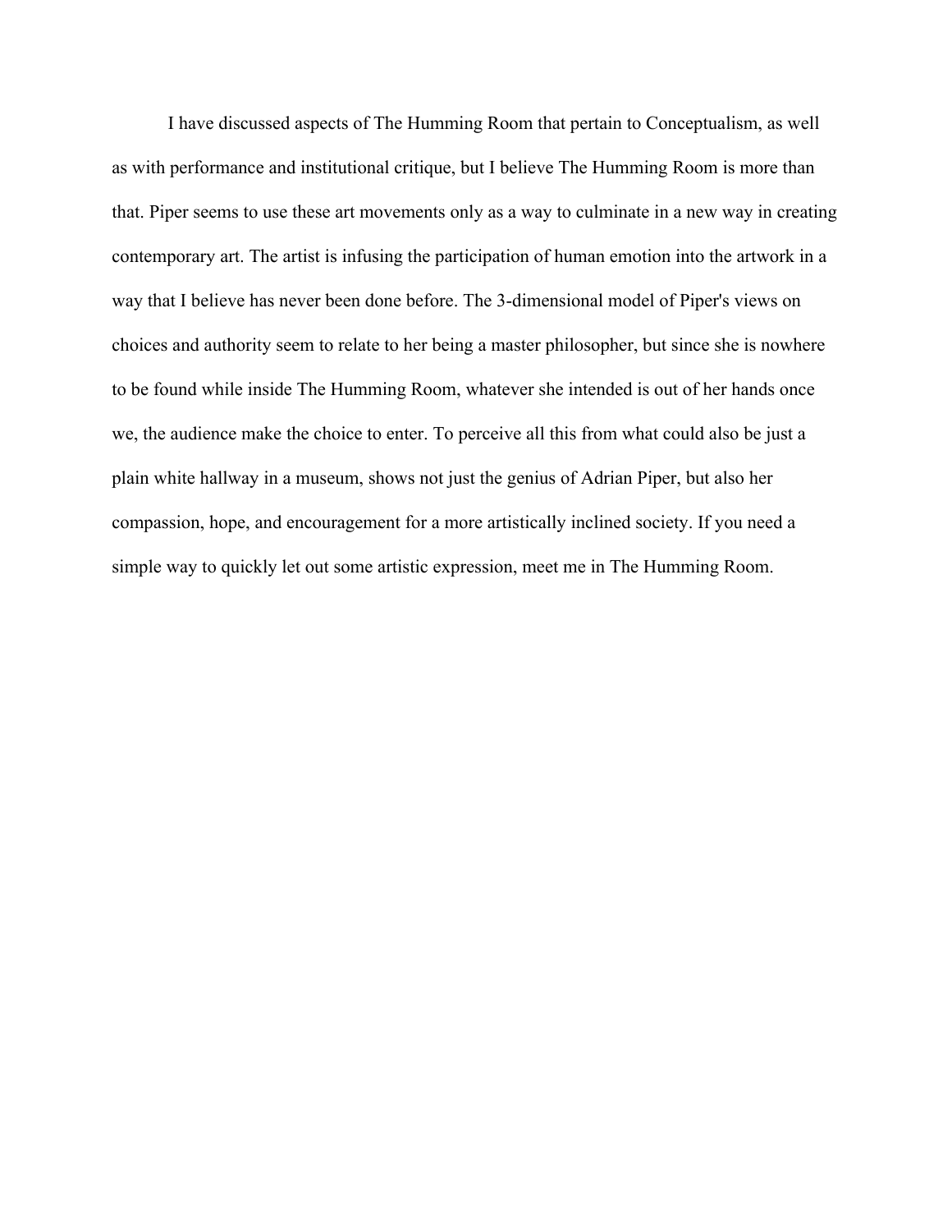I have discussed aspects of The Humming Room that pertain to Conceptualism, as well as with performance and institutional critique, but I believe The Humming Room is more than that. Piper seems to use these art movements only as a way to culminate in a new way in creating contemporary art. The artist is infusing the participation of human emotion into the artwork in a way that I believe has never been done before. The 3-dimensional model of Piper's views on choices and authority seem to relate to her being a master philosopher, but since she is nowhere to be found while inside The Humming Room, whatever she intended is out of her hands once we, the audience make the choice to enter. To perceive all this from what could also be just a plain white hallway in a museum, shows not just the genius of Adrian Piper, but also her compassion, hope, and encouragement for a more artistically inclined society. If you need a simple way to quickly let out some artistic expression, meet me in The Humming Room.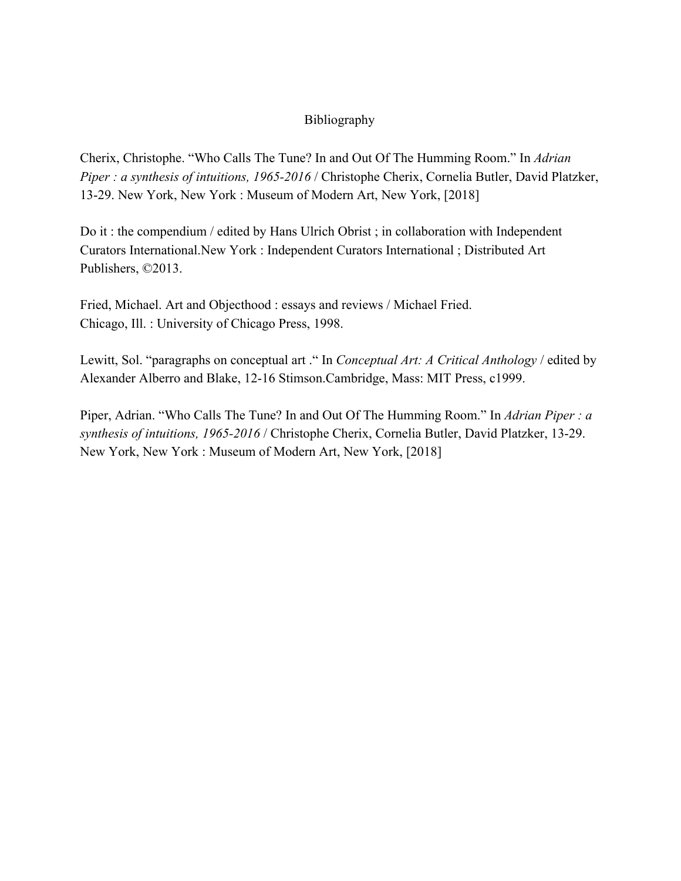# Bibliography

Cherix, Christophe. “Who Calls The Tune? In and Out Of The Humming Room.” In *Adrian Piper : a synthesis of intuitions, 1965-2016* / Christophe Cherix, Cornelia Butler, David Platzker, 13-29. New York, New York : Museum of Modern Art, New York, [2018]

Do it : the compendium / edited by Hans Ulrich Obrist ; in collaboration with Independent Curators International.New York : Independent Curators International ; Distributed Art Publishers, ©2013.

Fried, Michael. Art and Objecthood : essays and reviews / Michael Fried. Chicago, Ill. : University of Chicago Press, 1998.

Lewitt, Sol. “paragraphs on conceptual art .“ In *Conceptual Art: A Critical Anthology* / edited by Alexander Alberro and Blake, 12-16 Stimson.Cambridge, Mass: MIT Press, c1999.

Piper, Adrian. “Who Calls The Tune? In and Out Of The Humming Room.” In *Adrian Piper : a synthesis of intuitions, 1965-2016* / Christophe Cherix, Cornelia Butler, David Platzker, 13-29. New York, New York : Museum of Modern Art, New York, [2018]